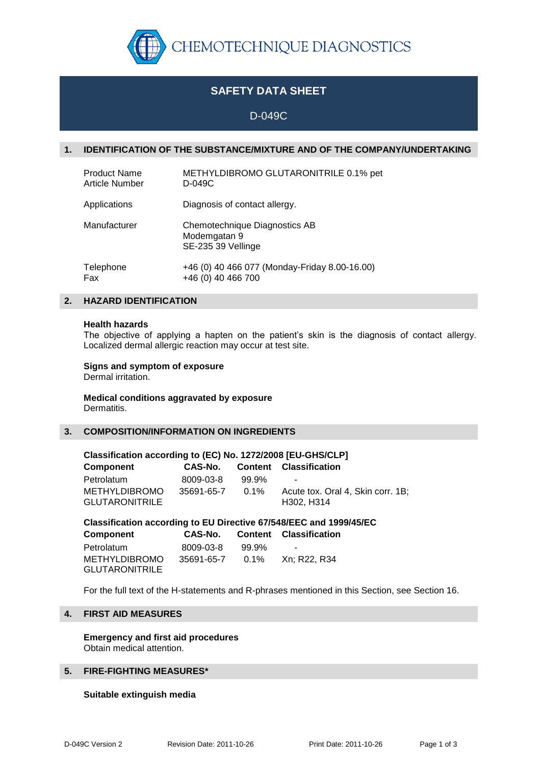CHEMOTECHNIQUE DIAGNOSTICS

# SAFETY DATA SHEET

D-049C

## 1. IDENTIFICATION OF THE SUBSTANCE/MIXTURE AND OF THE COMPANY/UNDERTAKING

| | |
|---|---|
| Product Name | METHYLDIBROMO GLUTARONITRILE 0.1% pet |
| Article Number | D-049C |
| Applications | Diagnosis of contact allergy. |
| Manufacturer | Chemotechnique Diagnostics AB<br>Modemgatan 9<br>SE-235 39 Vellinge |
| Telephone | +46 (0) 40 466 077 (Monday-Friday 8.00-16.00) |
| Fax | +46 (0) 40 466 700 |

## 2. HAZARD IDENTIFICATION

**Health hazards**
The objective of applying a hapten on the patient's skin is the diagnosis of contact allergy. Localized dermal allergic reaction may occur at test site.

**Signs and symptom of exposure**
Dermal irritation.

**Medical conditions aggravated by exposure**
Dermatitis.

## 3. COMPOSITION/INFORMATION ON INGREDIENTS

**Classification according to (EC) No. 1272/2008 [EU-GHS/CLP]**

| Component | CAS-No. | Content | Classification |
|---|---|---|---|
| Petrolatum | 8009-03-8 | 99.9% | - |
| METHYLDIBROMO GLUTARONITRILE | 35691-65-7 | 0.1% | Acute tox. Oral 4, Skin corr. 1B; H302, H314 |

**Classification according to EU Directive 67/548/EEC and 1999/45/EC**

| Component | CAS-No. | Content | Classification |
|---|---|---|---|
| Petrolatum | 8009-03-8 | 99.9% | - |
| METHYLDIBROMO GLUTARONITRILE | 35691-65-7 | 0.1% | Xn; R22, R34 |

For the full text of the H-statements and R-phrases mentioned in this Section, see Section 16.

## 4. FIRST AID MEASURES

**Emergency and first aid procedures**
Obtain medical attention.

## 5. FIRE-FIGHTING MEASURES*

**Suitable extinguish media**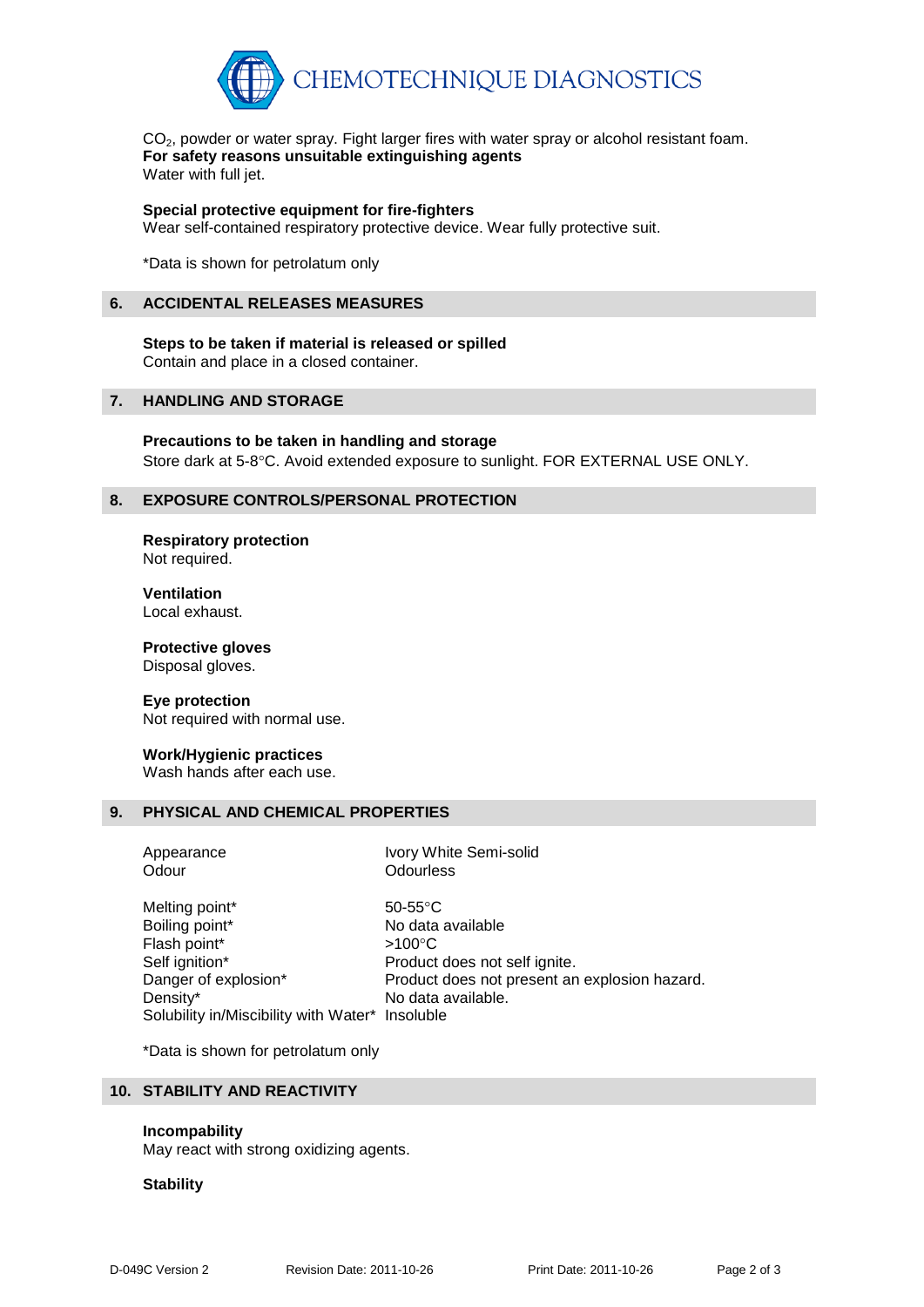$CO_2$, powder or water spray. Fight larger fires with water spray or alcohol resistant foam.

**For safety reasons unsuitable extinguishing agents**
Water with full jet.

**Special protective equipment for fire-fighters**
Wear self-contained respiratory protective device. Wear fully protective suit.

*Data is shown for petrolatum only

## 6. ACCIDENTAL RELEASES MEASURES

**Steps to be taken if material is released or spilled**
Contain and place in a closed container.

## 7. HANDLING AND STORAGE

**Precautions to be taken in handling and storage**
Store dark at 5-8°C. Avoid extended exposure to sunlight. FOR EXTERNAL USE ONLY.

## 8. EXPOSURE CONTROLS/PERSONAL PROTECTION

**Respiratory protection**
Not required.

**Ventilation**
Local exhaust.

**Protective gloves**
Disposal gloves.

**Eye protection**
Not required with normal use.

**Work/Hygienic practices**
Wash hands after each use.

## 9. PHYSICAL AND CHEMICAL PROPERTIES

| Property | Value |
|---|---|
| Appearance | Ivory White Semi-solid |
| Odour | Odourless |
| Melting point* | 50-55°C |
| Boiling point* | No data available |
| Flash point* | >100°C |
| Self ignition* | Product does not self ignite. |
| Danger of explosion* | Product does not present an explosion hazard. |
| Density* | No data available. |
| Solubility in/Miscibility with Water* | Insoluble |

*Data is shown for petrolatum only

## 10. STABILITY AND REACTIVITY

**Incompability**
May react with strong oxidizing agents.

**Stability**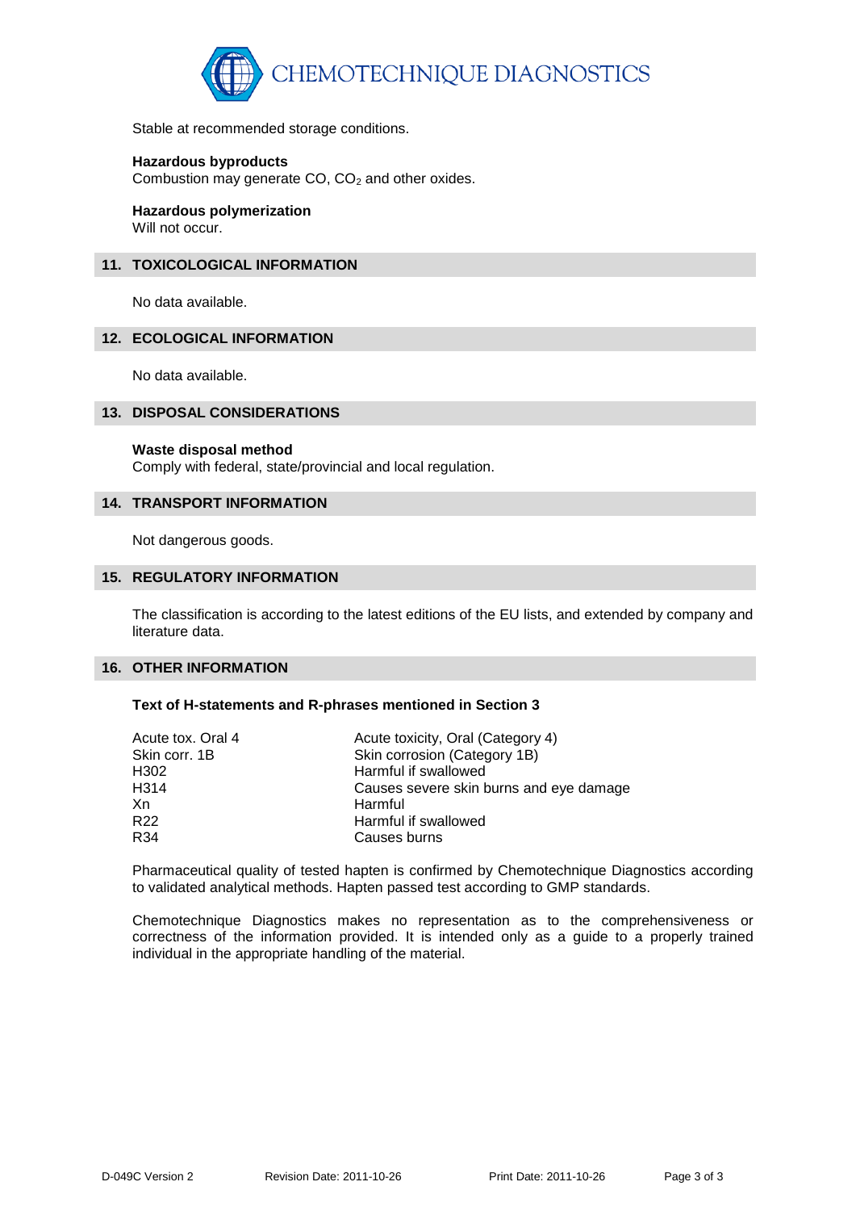Stable at recommended storage conditions.

**Hazardous byproducts**
Combustion may generate CO, $CO_2$ and other oxides.

**Hazardous polymerization**
Will not occur.

## 11. TOXICOLOGICAL INFORMATION

No data available.

## 12. ECOLOGICAL INFORMATION

No data available.

## 13. DISPOSAL CONSIDERATIONS

**Waste disposal method**
Comply with federal, state/provincial and local regulation.

## 14. TRANSPORT INFORMATION

Not dangerous goods.

## 15. REGULATORY INFORMATION

The classification is according to the latest editions of the EU lists, and extended by company and literature data.

## 16. OTHER INFORMATION

**Text of H-statements and R-phrases mentioned in Section 3**

| | |
|---|---|
| Acute tox. Oral 4 | Acute toxicity, Oral (Category 4) |
| Skin corr. 1B | Skin corrosion (Category 1B) |
| H302 | Harmful if swallowed |
| H314 | Causes severe skin burns and eye damage |
| Xn | Harmful |
| R22 | Harmful if swallowed |
| R34 | Causes burns |

Pharmaceutical quality of tested hapten is confirmed by Chemotechnique Diagnostics according to validated analytical methods. Hapten passed test according to GMP standards.

Chemotechnique Diagnostics makes no representation as to the comprehensiveness or correctness of the information provided. It is intended only as a guide to a properly trained individual in the appropriate handling of the material.